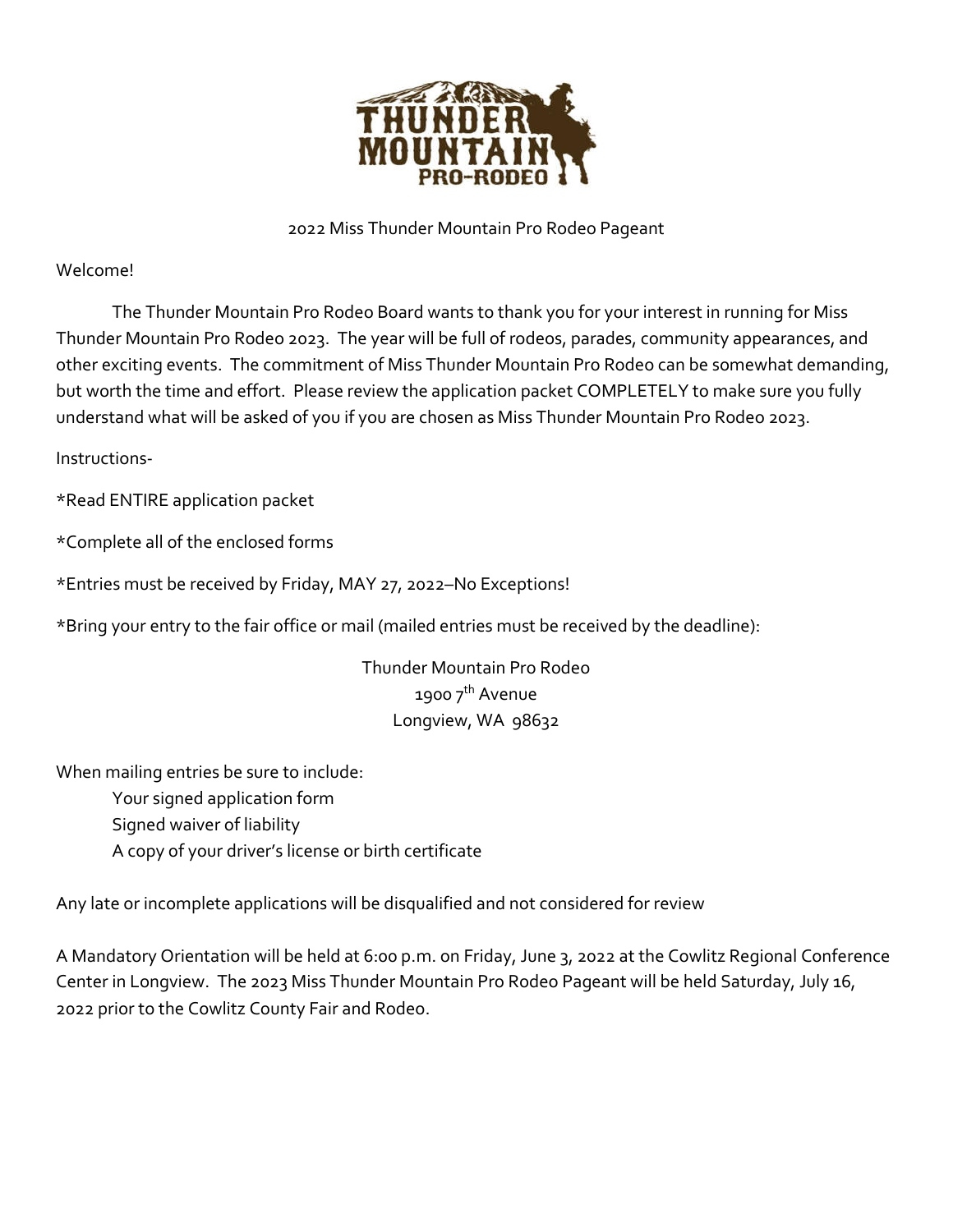# 2022 Miss Thunder Mountain Pro Rodeo Pageant

Welcome!

The Thunder Mountain Pro Rodeo Board wants to thank you for your interest in running for Miss Thunder Mountain Pro Rodeo 2023. The year will be full of rodeos, parades, community appearances, and other exciting events. The commitment of Miss Thunder Mountain Pro Rodeo can be somewhat demanding, but worth the time and effort. Please review the application packet COMPLETELY to make sure you fully understand what will be asked of you if you are chosen as Miss Thunder Mountain Pro Rodeo 2023.

Instructions-

*Read ENTIRE application packet

*Complete all of the enclosed forms

*Entries must be received by Friday, MAY 27, 2022–No Exceptions!

*Bring your entry to the fair office or mail (mailed entries must be received by the deadline):

Thunder Mountain Pro Rodeo
1900 7th Avenue
Longview, WA 98632

When mailing entries be sure to include:

- Your signed application form
- Signed waiver of liability
- A copy of your driver's license or birth certificate

Any late or incomplete applications will be disqualified and not considered for review

A Mandatory Orientation will be held at 6:00 p.m. on Friday, June 3, 2022 at the Cowlitz Regional Conference Center in Longview. The 2023 Miss Thunder Mountain Pro Rodeo Pageant will be held Saturday, July 16, 2022 prior to the Cowlitz County Fair and Rodeo.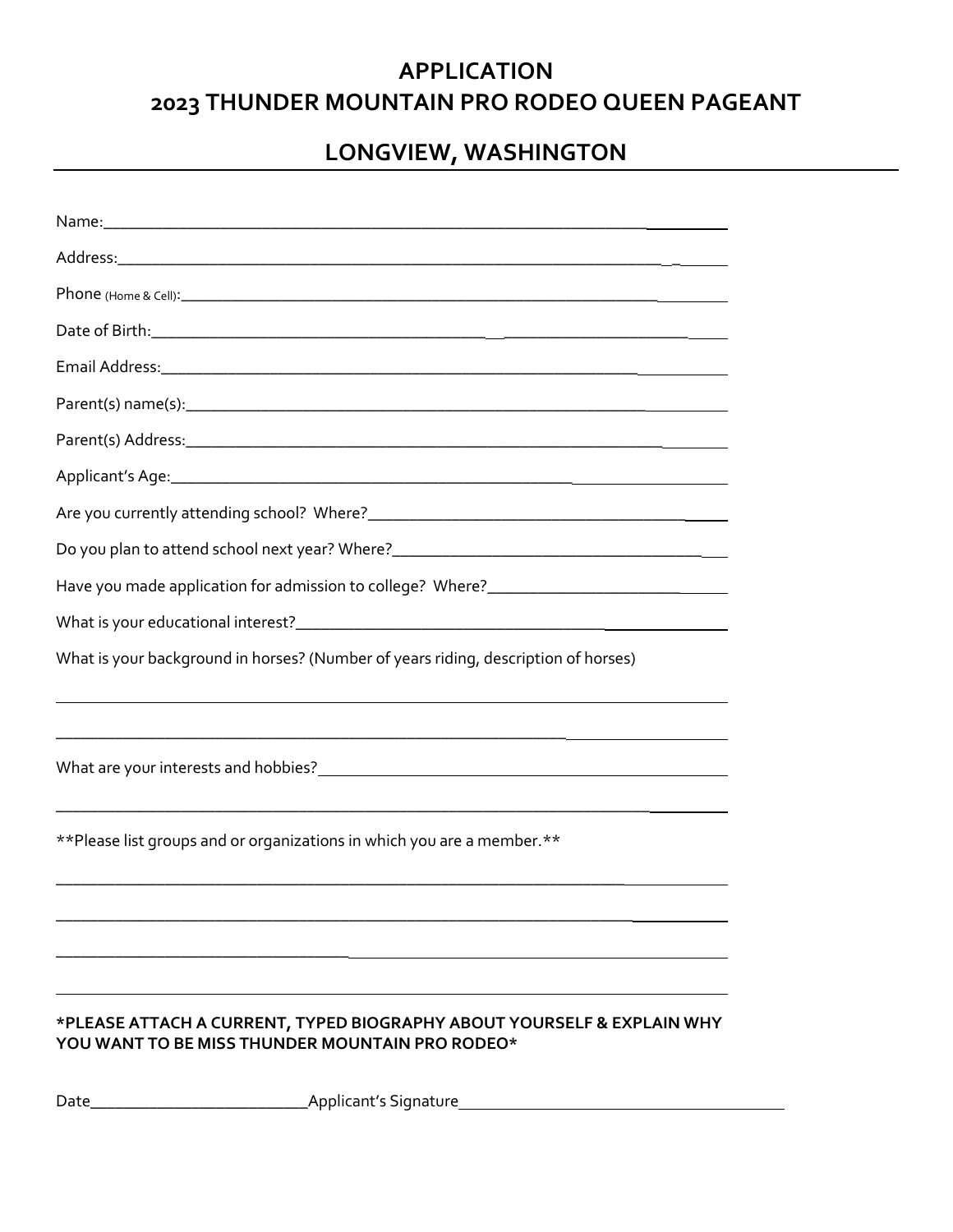# APPLICATION
# 2023 THUNDER MOUNTAIN PRO RODEO QUEEN PAGEANT

## LONGVIEW, WASHINGTON

Name:_______________________________________________________________________

Address:_____________________________________________________________________

Phone (Home & Cell):___________________________________________________________

Date of Birth:_________________________________________________________________

Email Address:_________________________________________________________________

Parent(s) name(s):______________________________________________________________

Parent(s) Address:______________________________________________________________

Applicant's Age:________________________________________________________________

Are you currently attending school? Where?_________________________________________

Do you plan to attend school next year? Where?______________________________________

Have you made application for admission to college? Where?__________________________

What is your educational interest?_________________________________________________

What is your background in horses? (Number of years riding, description of horses)

_____________________________________________________________________________

_____________________________________________________________________________

What are your interests and hobbies?_______________________________________________

_____________________________________________________________________________

**Please list groups and or organizations in which you are a member.**

_____________________________________________________________________________

_____________________________________________________________________________

_____________________________________________________________________________

_____________________________________________________________________________

**\*PLEASE ATTACH A CURRENT, TYPED BIOGRAPHY ABOUT YOURSELF & EXPLAIN WHY YOU WANT TO BE MISS THUNDER MOUNTAIN PRO RODEO\***

Date__________________________Applicant's Signature_______________________________________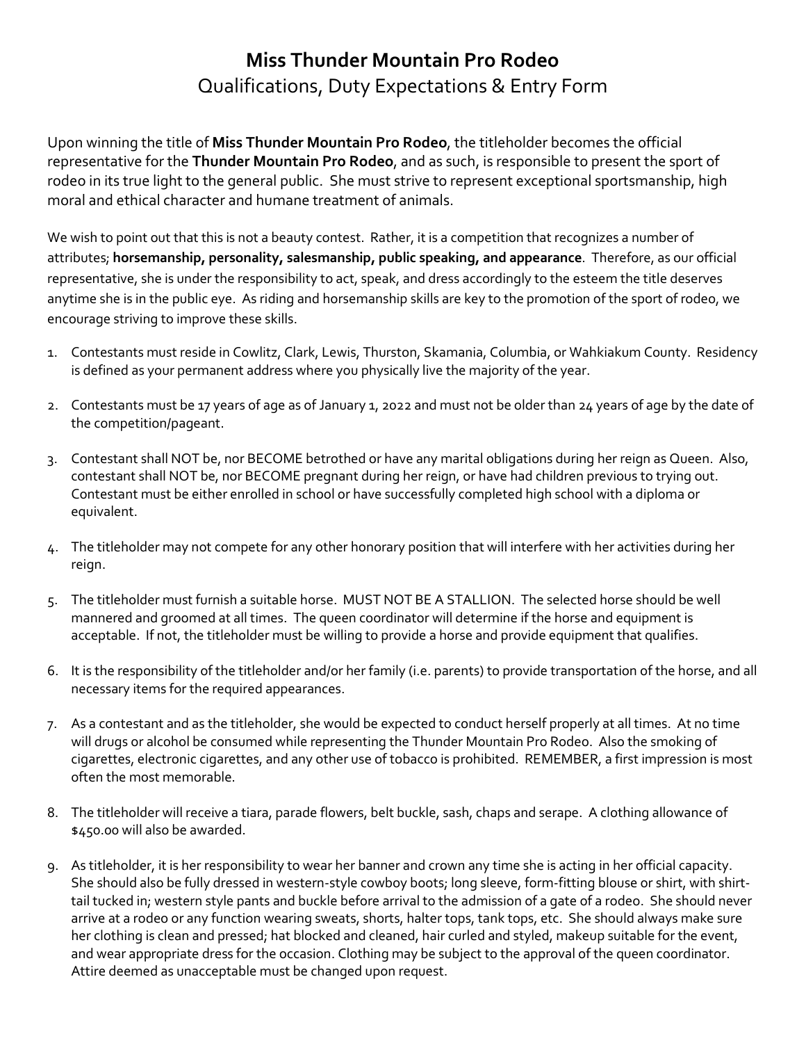# **Miss Thunder Mountain Pro Rodeo**

## Qualifications, Duty Expectations & Entry Form

Upon winning the title of **Miss Thunder Mountain Pro Rodeo**, the titleholder becomes the official representative for the **Thunder Mountain Pro Rodeo**, and as such, is responsible to present the sport of rodeo in its true light to the general public. She must strive to represent exceptional sportsmanship, high moral and ethical character and humane treatment of animals.

We wish to point out that this is not a beauty contest. Rather, it is a competition that recognizes a number of attributes; **horsemanship, personality, salesmanship, public speaking, and appearance**. Therefore, as our official representative, she is under the responsibility to act, speak, and dress accordingly to the esteem the title deserves anytime she is in the public eye. As riding and horsemanship skills are key to the promotion of the sport of rodeo, we encourage striving to improve these skills.

1. Contestants must reside in Cowlitz, Clark, Lewis, Thurston, Skamania, Columbia, or Wahkiakum County. Residency is defined as your permanent address where you physically live the majority of the year.
2. Contestants must be 17 years of age as of January 1, 2022 and must not be older than 24 years of age by the date of the competition/pageant.
3. Contestant shall NOT be, nor BECOME betrothed or have any marital obligations during her reign as Queen. Also, contestant shall NOT be, nor BECOME pregnant during her reign, or have had children previous to trying out. Contestant must be either enrolled in school or have successfully completed high school with a diploma or equivalent.
4. The titleholder may not compete for any other honorary position that will interfere with her activities during her reign.
5. The titleholder must furnish a suitable horse. MUST NOT BE A STALLION. The selected horse should be well mannered and groomed at all times. The queen coordinator will determine if the horse and equipment is acceptable. If not, the titleholder must be willing to provide a horse and provide equipment that qualifies.
6. It is the responsibility of the titleholder and/or her family (i.e. parents) to provide transportation of the horse, and all necessary items for the required appearances.
7. As a contestant and as the titleholder, she would be expected to conduct herself properly at all times. At no time will drugs or alcohol be consumed while representing the Thunder Mountain Pro Rodeo. Also the smoking of cigarettes, electronic cigarettes, and any other use of tobacco is prohibited. REMEMBER, a first impression is most often the most memorable.
8. The titleholder will receive a tiara, parade flowers, belt buckle, sash, chaps and serape. A clothing allowance of $450.00 will also be awarded.
9. As titleholder, it is her responsibility to wear her banner and crown any time she is acting in her official capacity. She should also be fully dressed in western-style cowboy boots; long sleeve, form-fitting blouse or shirt, with shirt-tail tucked in; western style pants and buckle before arrival to the admission of a gate of a rodeo. She should never arrive at a rodeo or any function wearing sweats, shorts, halter tops, tank tops, etc. She should always make sure her clothing is clean and pressed; hat blocked and cleaned, hair curled and styled, makeup suitable for the event, and wear appropriate dress for the occasion. Clothing may be subject to the approval of the queen coordinator. Attire deemed as unacceptable must be changed upon request.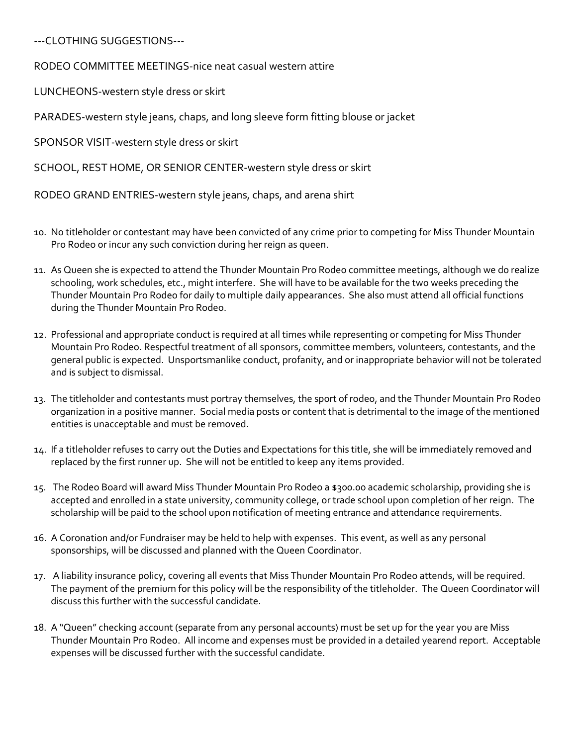---CLOTHING SUGGESTIONS---

RODEO COMMITTEE MEETINGS-nice neat casual western attire

LUNCHEONS-western style dress or skirt

PARADES-western style jeans, chaps, and long sleeve form fitting blouse or jacket

SPONSOR VISIT-western style dress or skirt

SCHOOL, REST HOME, OR SENIOR CENTER-western style dress or skirt

RODEO GRAND ENTRIES-western style jeans, chaps, and arena shirt

10. No titleholder or contestant may have been convicted of any crime prior to competing for Miss Thunder Mountain Pro Rodeo or incur any such conviction during her reign as queen.

11. As Queen she is expected to attend the Thunder Mountain Pro Rodeo committee meetings, although we do realize schooling, work schedules, etc., might interfere. She will have to be available for the two weeks preceding the Thunder Mountain Pro Rodeo for daily to multiple daily appearances. She also must attend all official functions during the Thunder Mountain Pro Rodeo.

12. Professional and appropriate conduct is required at all times while representing or competing for Miss Thunder Mountain Pro Rodeo. Respectful treatment of all sponsors, committee members, volunteers, contestants, and the general public is expected. Unsportsmanlike conduct, profanity, and or inappropriate behavior will not be tolerated and is subject to dismissal.

13. The titleholder and contestants must portray themselves, the sport of rodeo, and the Thunder Mountain Pro Rodeo organization in a positive manner. Social media posts or content that is detrimental to the image of the mentioned entities is unacceptable and must be removed.

14. If a titleholder refuses to carry out the Duties and Expectations for this title, she will be immediately removed and replaced by the first runner up. She will not be entitled to keep any items provided.

15. The Rodeo Board will award Miss Thunder Mountain Pro Rodeo a $300.00 academic scholarship, providing she is accepted and enrolled in a state university, community college, or trade school upon completion of her reign. The scholarship will be paid to the school upon notification of meeting entrance and attendance requirements.

16. A Coronation and/or Fundraiser may be held to help with expenses. This event, as well as any personal sponsorships, will be discussed and planned with the Queen Coordinator.

17. A liability insurance policy, covering all events that Miss Thunder Mountain Pro Rodeo attends, will be required. The payment of the premium for this policy will be the responsibility of the titleholder. The Queen Coordinator will discuss this further with the successful candidate.

18. A "Queen" checking account (separate from any personal accounts) must be set up for the year you are Miss Thunder Mountain Pro Rodeo. All income and expenses must be provided in a detailed yearend report. Acceptable expenses will be discussed further with the successful candidate.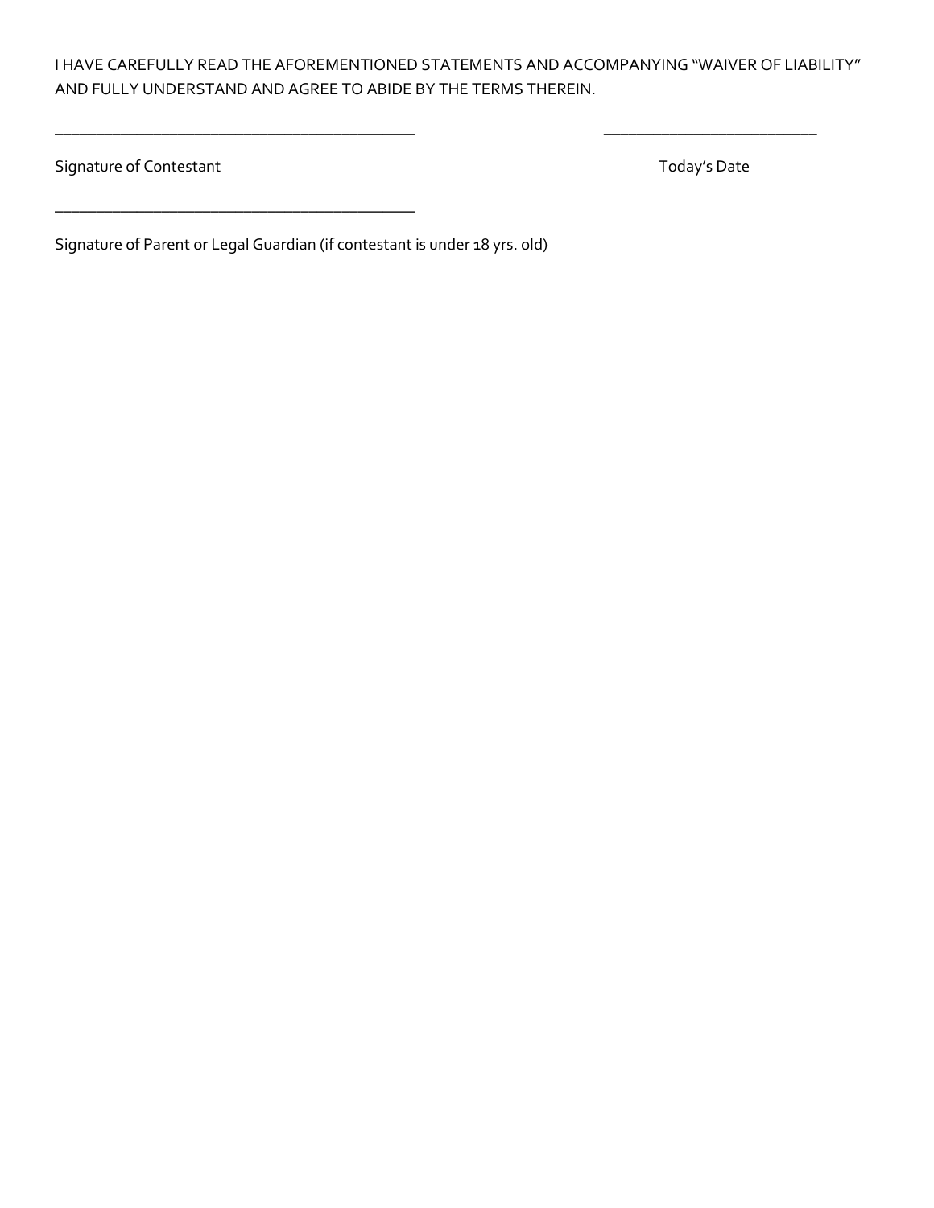I HAVE CAREFULLY READ THE AFOREMENTIONED STATEMENTS AND ACCOMPANYING "WAIVER OF LIABILITY" AND FULLY UNDERSTAND AND AGREE TO ABIDE BY THE TERMS THEREIN.

_____________________________________________ ___________________________

Signature of Contestant Today's Date

_____________________________________________

Signature of Parent or Legal Guardian (if contestant is under 18 yrs. old)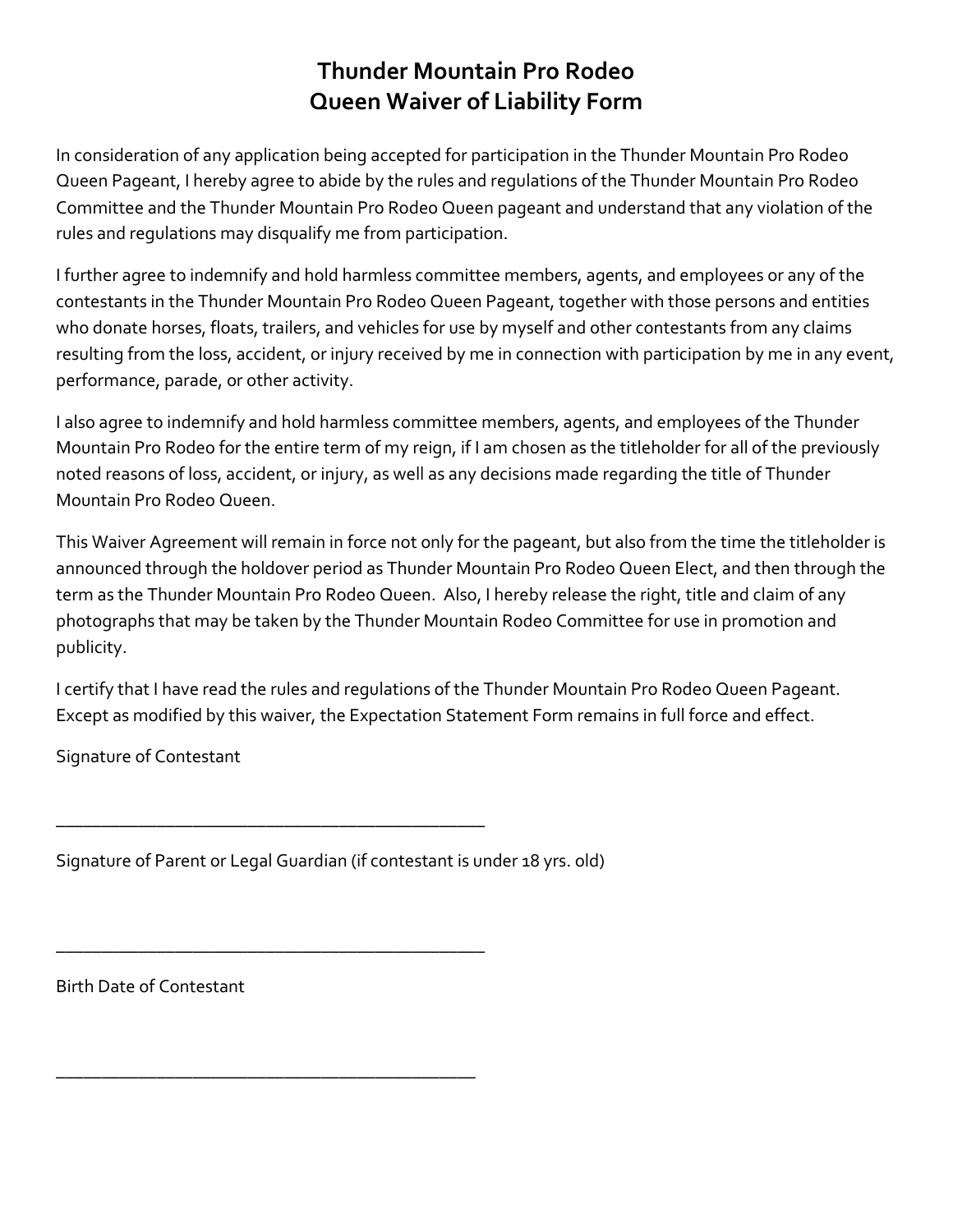# Thunder Mountain Pro Rodeo
# Queen Waiver of Liability Form

In consideration of any application being accepted for participation in the Thunder Mountain Pro Rodeo Queen Pageant, I hereby agree to abide by the rules and regulations of the Thunder Mountain Pro Rodeo Committee and the Thunder Mountain Pro Rodeo Queen pageant and understand that any violation of the rules and regulations may disqualify me from participation.

I further agree to indemnify and hold harmless committee members, agents, and employees or any of the contestants in the Thunder Mountain Pro Rodeo Queen Pageant, together with those persons and entities who donate horses, floats, trailers, and vehicles for use by myself and other contestants from any claims resulting from the loss, accident, or injury received by me in connection with participation by me in any event, performance, parade, or other activity.

I also agree to indemnify and hold harmless committee members, agents, and employees of the Thunder Mountain Pro Rodeo for the entire term of my reign, if I am chosen as the titleholder for all of the previously noted reasons of loss, accident, or injury, as well as any decisions made regarding the title of Thunder Mountain Pro Rodeo Queen.

This Waiver Agreement will remain in force not only for the pageant, but also from the time the titleholder is announced through the holdover period as Thunder Mountain Pro Rodeo Queen Elect, and then through the term as the Thunder Mountain Pro Rodeo Queen. Also, I hereby release the right, title and claim of any photographs that may be taken by the Thunder Mountain Rodeo Committee for use in promotion and publicity.

I certify that I have read the rules and regulations of the Thunder Mountain Pro Rodeo Queen Pageant. Except as modified by this waiver, the Expectation Statement Form remains in full force and effect.

Signature of Contestant

_______________________________________________

Signature of Parent or Legal Guardian (if contestant is under 18 yrs. old)

_______________________________________________

Birth Date of Contestant

______________________________________________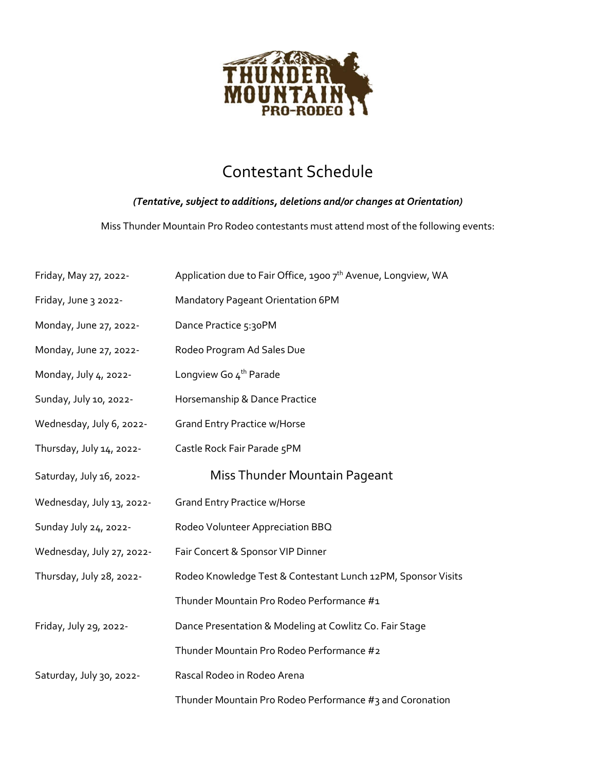# Contestant Schedule

***(Tentative, subject to additions, deletions and/or changes at Orientation)***

Miss Thunder Mountain Pro Rodeo contestants must attend most of the following events:

| | |
|---|---|
| Friday, May 27, 2022- | Application due to Fair Office, 1900 7th Avenue, Longview, WA |
| Friday, June 3 2022- | Mandatory Pageant Orientation 6PM |
| Monday, June 27, 2022- | Dance Practice 5:30PM |
| Monday, June 27, 2022- | Rodeo Program Ad Sales Due |
| Monday, July 4, 2022- | Longview Go 4th Parade |
| Sunday, July 10, 2022- | Horsemanship & Dance Practice |
| Wednesday, July 6, 2022- | Grand Entry Practice w/Horse |
| Thursday, July 14, 2022- | Castle Rock Fair Parade 5PM |
| Saturday, July 16, 2022- | Miss Thunder Mountain Pageant |
| Wednesday, July 13, 2022- | Grand Entry Practice w/Horse |
| Sunday July 24, 2022- | Rodeo Volunteer Appreciation BBQ |
| Wednesday, July 27, 2022- | Fair Concert & Sponsor VIP Dinner |
| Thursday, July 28, 2022- | Rodeo Knowledge Test & Contestant Lunch 12PM, Sponsor Visits |
| | Thunder Mountain Pro Rodeo Performance #1 |
| Friday, July 29, 2022- | Dance Presentation & Modeling at Cowlitz Co. Fair Stage |
| | Thunder Mountain Pro Rodeo Performance #2 |
| Saturday, July 30, 2022- | Rascal Rodeo in Rodeo Arena |
| | Thunder Mountain Pro Rodeo Performance #3 and Coronation |